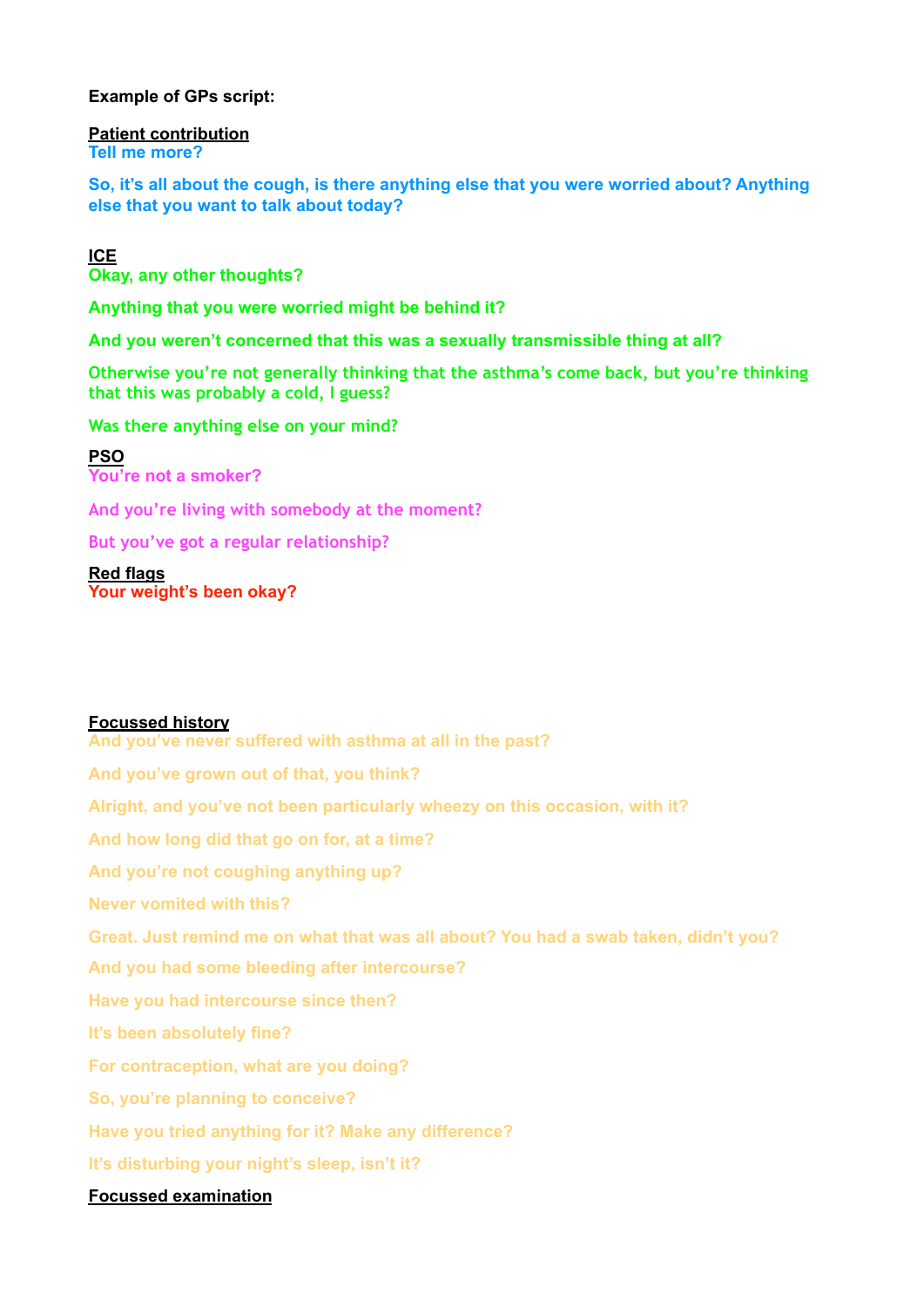**Example of GPs script:**

**Patient contribution**

**Tell me more?**

**So, it's all about the cough, is there anything else that you were worried about? Anything else that you want to talk about today?**

**ICE**

**Okay, any other thoughts?**

**Anything that you were worried might be behind it?**

**And you weren't concerned that this was a sexually transmissible thing at all?**

**Otherwise you're not generally thinking that the asthma's come back, but you're thinking that this was probably a cold, I guess?**

**Was there anything else on your mind?**

**PSO**

**You're not a smoker?**

**And you're living with somebody at the moment?**

**But you've got a regular relationship?**

**Red flags**

**Your weight's been okay?**

**Focussed history**

**And you've never suffered with asthma at all in the past?**

**And you've grown out of that, you think?**

**Alright, and you've not been particularly wheezy on this occasion, with it?**

**And how long did that go on for, at a time?**

**And you're not coughing anything up?**

**Never vomited with this?**

**Great. Just remind me on what that was all about? You had a swab taken, didn't you?**

**And you had some bleeding after intercourse?**

**Have you had intercourse since then?**

**It's been absolutely fine?**

**For contraception, what are you doing?**

**So, you're planning to conceive?**

**Have you tried anything for it? Make any difference?**

**It's disturbing your night's sleep, isn't it?**

**Focussed examination**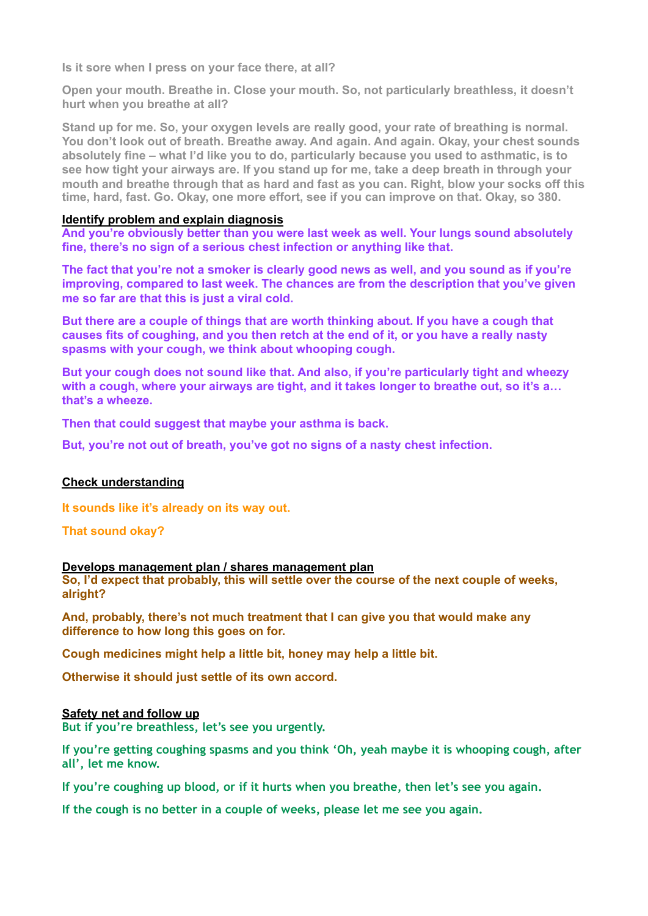**Is it sore when I press on your face there, at all?**

**Open your mouth. Breathe in. Close your mouth. So, not particularly breathless, it doesn't hurt when you breathe at all?**

**Stand up for me. So, your oxygen levels are really good, your rate of breathing is normal. You don't look out of breath. Breathe away. And again. And again. Okay, your chest sounds absolutely fine – what I'd like you to do, particularly because you used to asthmatic, is to see how tight your airways are. If you stand up for me, take a deep breath in through your mouth and breathe through that as hard and fast as you can. Right, blow your socks off this time, hard, fast. Go. Okay, one more effort, see if you can improve on that. Okay, so 380.**

**Identify problem and explain diagnosis**

**And you're obviously better than you were last week as well. Your lungs sound absolutely fine, there's no sign of a serious chest infection or anything like that.**

**The fact that you're not a smoker is clearly good news as well, and you sound as if you're improving, compared to last week. The chances are from the description that you've given me so far are that this is just a viral cold.**

**But there are a couple of things that are worth thinking about. If you have a cough that causes fits of coughing, and you then retch at the end of it, or you have a really nasty spasms with your cough, we think about whooping cough.**

**But your cough does not sound like that. And also, if you're particularly tight and wheezy with a cough, where your airways are tight, and it takes longer to breathe out, so it's a… that's a wheeze.**

**Then that could suggest that maybe your asthma is back.**

**But, you're not out of breath, you've got no signs of a nasty chest infection.**

**Check understanding**

**It sounds like it's already on its way out.**

**That sound okay?**

**Develops management plan / shares management plan**

**So, I'd expect that probably, this will settle over the course of the next couple of weeks, alright?**

**And, probably, there's not much treatment that I can give you that would make any difference to how long this goes on for.**

**Cough medicines might help a little bit, honey may help a little bit.**

**Otherwise it should just settle of its own accord.**

**Safety net and follow up**

**But if you're breathless, let's see you urgently.**

**If you're getting coughing spasms and you think 'Oh, yeah maybe it is whooping cough, after all', let me know.**

**If you're coughing up blood, or if it hurts when you breathe, then let's see you again.**

**If the cough is no better in a couple of weeks, please let me see you again.**